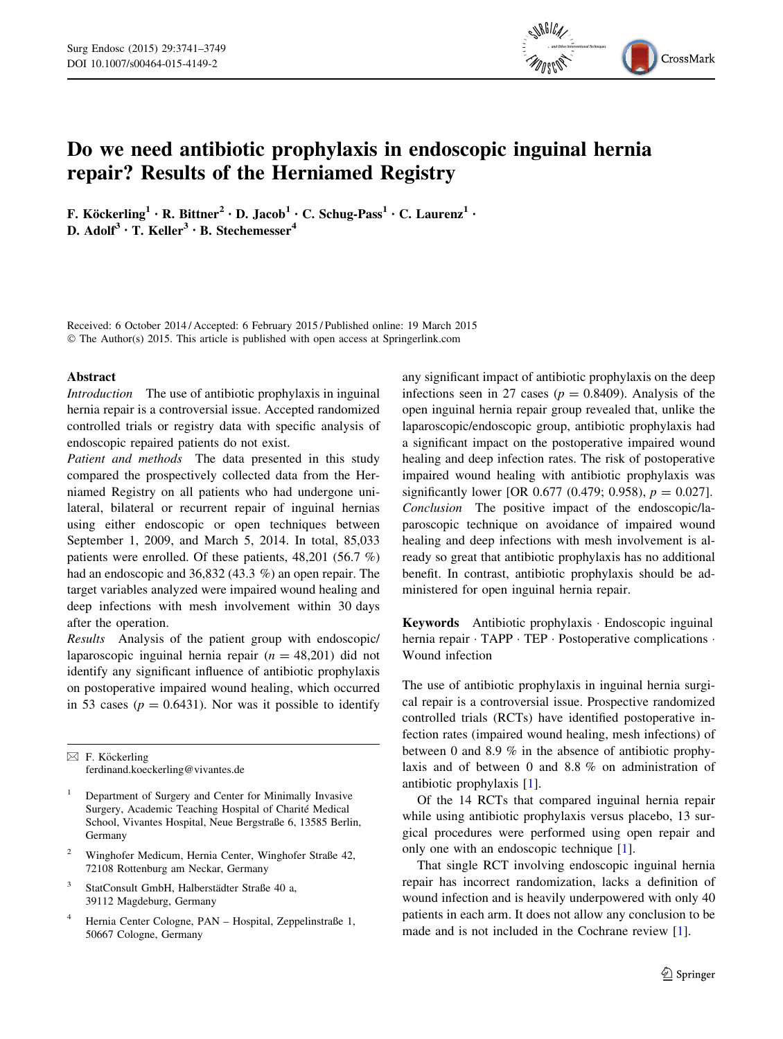# Do we need antibiotic prophylaxis in endoscopic inguinal hernia repair? Results of the Herniamed Registry

F. Köckerling[1] · R. Bittner[2] · D. Jacob[1] · C. Schug-Pass[1] · C. Laurenz[1] · D. Adolf[3] · T. Keller[3] · B. Stechemesser[4]

Received: 6 October 2014 / Accepted: 6 February 2015 / Published online: 19 March 2015
© The Author(s) 2015. This article is published with open access at Springerlink.com

## Abstract

*Introduction* The use of antibiotic prophylaxis in inguinal hernia repair is a controversial issue. Accepted randomized controlled trials or registry data with specific analysis of endoscopic repaired patients do not exist.

*Patient and methods* The data presented in this study compared the prospectively collected data from the Herniamed Registry on all patients who had undergone unilateral, bilateral or recurrent repair of inguinal hernias using either endoscopic or open techniques between September 1, 2009, and March 5, 2014. In total, 85,033 patients were enrolled. Of these patients, 48,201 (56.7 %) had an endoscopic and 36,832 (43.3 %) an open repair. The target variables analyzed were impaired wound healing and deep infections with mesh involvement within 30 days after the operation.

*Results* Analysis of the patient group with endoscopic/laparoscopic inguinal hernia repair ($n = 48{,}201$) did not identify any significant influence of antibiotic prophylaxis on postoperative impaired wound healing, which occurred in 53 cases ($p = 0.6431$). Nor was it possible to identify any significant impact of antibiotic prophylaxis on the deep infections seen in 27 cases ($p = 0.8409$). Analysis of the open inguinal hernia repair group revealed that, unlike the laparoscopic/endoscopic group, antibiotic prophylaxis had a significant impact on the postoperative impaired wound healing and deep infection rates. The risk of postoperative impaired wound healing with antibiotic prophylaxis was significantly lower [OR 0.677 (0.479; 0.958), $p = 0.027$].

*Conclusion* The positive impact of the endoscopic/laparoscopic technique on avoidance of impaired wound healing and deep infections with mesh involvement is already so great that antibiotic prophylaxis has no additional benefit. In contrast, antibiotic prophylaxis should be administered for open inguinal hernia repair.

**Keywords** Antibiotic prophylaxis · Endoscopic inguinal hernia repair · TAPP · TEP · Postoperative complications · Wound infection

---

✉ F. Köckerling
ferdinand.koeckerling@vivantes.de

[1] Department of Surgery and Center for Minimally Invasive Surgery, Academic Teaching Hospital of Charité Medical School, Vivantes Hospital, Neue Bergstraße 6, 13585 Berlin, Germany

[2] Winghofer Medicum, Hernia Center, Winghofer Straße 42, 72108 Rottenburg am Neckar, Germany

[3] StatConsult GmbH, Halberstädter Straße 40 a, 39112 Magdeburg, Germany

[4] Hernia Center Cologne, PAN – Hospital, Zeppelinstraße 1, 50667 Cologne, Germany

---

The use of antibiotic prophylaxis in inguinal hernia surgical repair is a controversial issue. Prospective randomized controlled trials (RCTs) have identified postoperative infection rates (impaired wound healing, mesh infections) of between 0 and 8.9 % in the absence of antibiotic prophylaxis and of between 0 and 8.8 % on administration of antibiotic prophylaxis [1].

Of the 14 RCTs that compared inguinal hernia repair while using antibiotic prophylaxis versus placebo, 13 surgical procedures were performed using open repair and only one with an endoscopic technique [1].

That single RCT involving endoscopic inguinal hernia repair has incorrect randomization, lacks a definition of wound infection and is heavily underpowered with only 40 patients in each arm. It does not allow any conclusion to be made and is not included in the Cochrane review [1].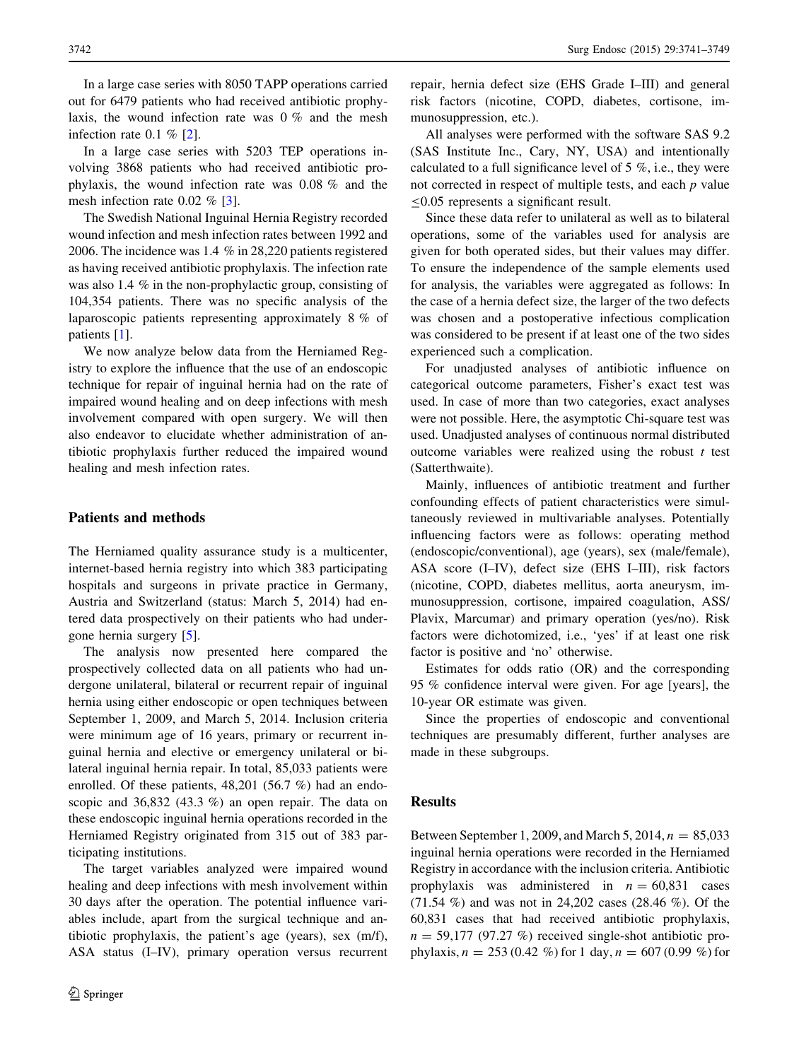In a large case series with 8050 TAPP operations carried out for 6479 patients who had received antibiotic prophylaxis, the wound infection rate was 0 % and the mesh infection rate 0.1 % [2].

In a large case series with 5203 TEP operations involving 3868 patients who had received antibiotic prophylaxis, the wound infection rate was 0.08 % and the mesh infection rate 0.02 % [3].

The Swedish National Inguinal Hernia Registry recorded wound infection and mesh infection rates between 1992 and 2006. The incidence was 1.4 % in 28,220 patients registered as having received antibiotic prophylaxis. The infection rate was also 1.4 % in the non-prophylactic group, consisting of 104,354 patients. There was no specific analysis of the laparoscopic patients representing approximately 8 % of patients [1].

We now analyze below data from the Herniamed Registry to explore the influence that the use of an endoscopic technique for repair of inguinal hernia had on the rate of impaired wound healing and on deep infections with mesh involvement compared with open surgery. We will then also endeavor to elucidate whether administration of antibiotic prophylaxis further reduced the impaired wound healing and mesh infection rates.

## Patients and methods

The Herniamed quality assurance study is a multicenter, internet-based hernia registry into which 383 participating hospitals and surgeons in private practice in Germany, Austria and Switzerland (status: March 5, 2014) had entered data prospectively on their patients who had undergone hernia surgery [5].

The analysis now presented here compared the prospectively collected data on all patients who had undergone unilateral, bilateral or recurrent repair of inguinal hernia using either endoscopic or open techniques between September 1, 2009, and March 5, 2014. Inclusion criteria were minimum age of 16 years, primary or recurrent inguinal hernia and elective or emergency unilateral or bilateral inguinal hernia repair. In total, 85,033 patients were enrolled. Of these patients, 48,201 (56.7 %) had an endoscopic and 36,832 (43.3 %) an open repair. The data on these endoscopic inguinal hernia operations recorded in the Herniamed Registry originated from 315 out of 383 participating institutions.

The target variables analyzed were impaired wound healing and deep infections with mesh involvement within 30 days after the operation. The potential influence variables include, apart from the surgical technique and antibiotic prophylaxis, the patient's age (years), sex (m/f), ASA status (I–IV), primary operation versus recurrent repair, hernia defect size (EHS Grade I–III) and general risk factors (nicotine, COPD, diabetes, cortisone, immunosuppression, etc.).

All analyses were performed with the software SAS 9.2 (SAS Institute Inc., Cary, NY, USA) and intentionally calculated to a full significance level of 5 %, i.e., they were not corrected in respect of multiple tests, and each $p$ value $\leq 0.05$ represents a significant result.

Since these data refer to unilateral as well as to bilateral operations, some of the variables used for analysis are given for both operated sides, but their values may differ. To ensure the independence of the sample elements used for analysis, the variables were aggregated as follows: In the case of a hernia defect size, the larger of the two defects was chosen and a postoperative infectious complication was considered to be present if at least one of the two sides experienced such a complication.

For unadjusted analyses of antibiotic influence on categorical outcome parameters, Fisher's exact test was used. In case of more than two categories, exact analyses were not possible. Here, the asymptotic Chi-square test was used. Unadjusted analyses of continuous normal distributed outcome variables were realized using the robust $t$ test (Satterthwaite).

Mainly, influences of antibiotic treatment and further confounding effects of patient characteristics were simultaneously reviewed in multivariable analyses. Potentially influencing factors were as follows: operating method (endoscopic/conventional), age (years), sex (male/female), ASA score (I–IV), defect size (EHS I–III), risk factors (nicotine, COPD, diabetes mellitus, aorta aneurysm, immunosuppression, cortisone, impaired coagulation, ASS/Plavix, Marcumar) and primary operation (yes/no). Risk factors were dichotomized, i.e., 'yes' if at least one risk factor is positive and 'no' otherwise.

Estimates for odds ratio (OR) and the corresponding 95 % confidence interval were given. For age [years], the 10-year OR estimate was given.

Since the properties of endoscopic and conventional techniques are presumably different, further analyses are made in these subgroups.

## Results

Between September 1, 2009, and March 5, 2014, $n = 85{,}033$ inguinal hernia operations were recorded in the Herniamed Registry in accordance with the inclusion criteria. Antibiotic prophylaxis was administered in $n = 60{,}831$ cases (71.54 %) and was not in 24,202 cases (28.46 %). Of the 60,831 cases that had received antibiotic prophylaxis, $n = 59{,}177$ (97.27 %) received single-shot antibiotic prophylaxis, $n = 253$ (0.42 %) for 1 day, $n = 607$ (0.99 %) for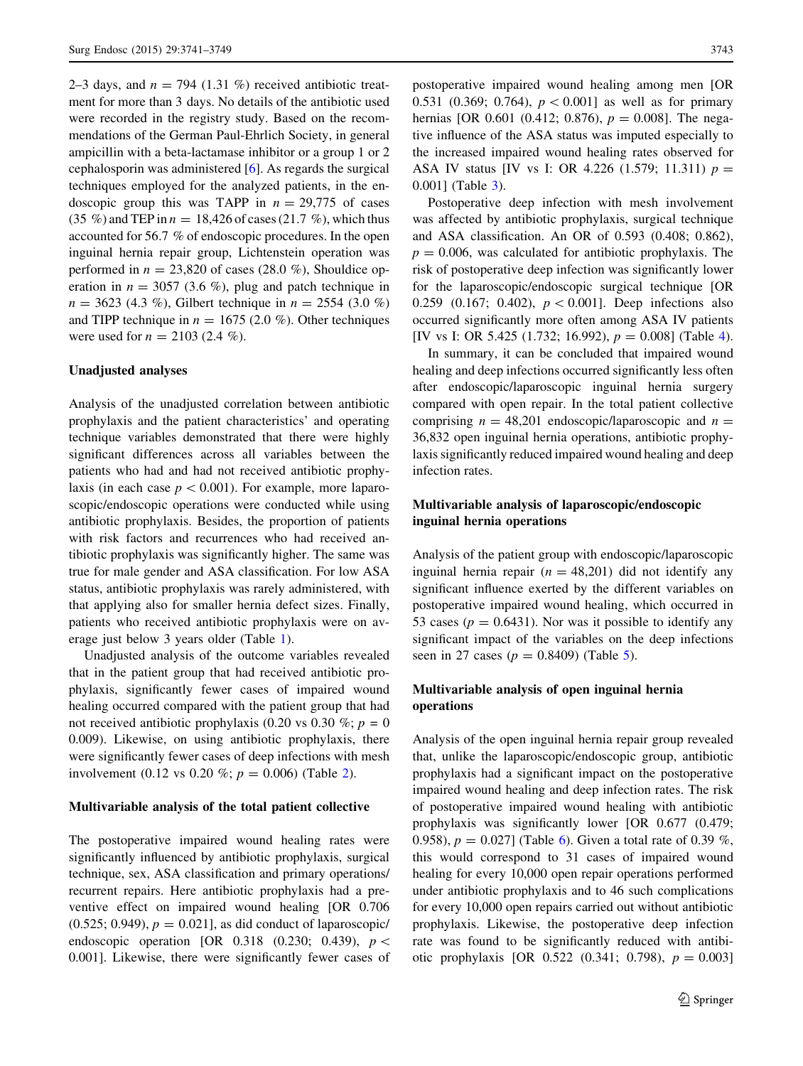2–3 days, and $n = 794$ (1.31 %) received antibiotic treatment for more than 3 days. No details of the antibiotic used were recorded in the registry study. Based on the recommendations of the German Paul-Ehrlich Society, in general ampicillin with a beta-lactamase inhibitor or a group 1 or 2 cephalosporin was administered [6]. As regards the surgical techniques employed for the analyzed patients, in the endoscopic group this was TAPP in $n = 29{,}775$ of cases (35 %) and TEP in $n = 18{,}426$ of cases (21.7 %), which thus accounted for 56.7 % of endoscopic procedures. In the open inguinal hernia repair group, Lichtenstein operation was performed in $n = 23{,}820$ of cases (28.0 %), Shouldice operation in $n = 3057$ (3.6 %), plug and patch technique in $n = 3623$ (4.3 %), Gilbert technique in $n = 2554$ (3.0 %) and TIPP technique in $n = 1675$ (2.0 %). Other techniques were used for $n = 2103$ (2.4 %).

### Unadjusted analyses

Analysis of the unadjusted correlation between antibiotic prophylaxis and the patient characteristics' and operating technique variables demonstrated that there were highly significant differences across all variables between the patients who had and had not received antibiotic prophylaxis (in each case $p < 0.001$). For example, more laparoscopic/endoscopic operations were conducted while using antibiotic prophylaxis. Besides, the proportion of patients with risk factors and recurrences who had received antibiotic prophylaxis was significantly higher. The same was true for male gender and ASA classification. For low ASA status, antibiotic prophylaxis was rarely administered, with that applying also for smaller hernia defect sizes. Finally, patients who received antibiotic prophylaxis were on average just below 3 years older (Table 1).

Unadjusted analysis of the outcome variables revealed that in the patient group that had received antibiotic prophylaxis, significantly fewer cases of impaired wound healing occurred compared with the patient group that had not received antibiotic prophylaxis (0.20 vs 0.30 %; $p = 0$ 0.009). Likewise, on using antibiotic prophylaxis, there were significantly fewer cases of deep infections with mesh involvement (0.12 vs 0.20 %; $p = 0.006$) (Table 2).

### Multivariable analysis of the total patient collective

The postoperative impaired wound healing rates were significantly influenced by antibiotic prophylaxis, surgical technique, sex, ASA classification and primary operations/recurrent repairs. Here antibiotic prophylaxis had a preventive effect on impaired wound healing [OR 0.706 (0.525; 0.949), $p = 0.021$], as did conduct of laparoscopic/endoscopic operation [OR 0.318 (0.230; 0.439), $p < 0.001$]. Likewise, there were significantly fewer cases of postoperative impaired wound healing among men [OR 0.531 (0.369; 0.764), $p < 0.001$] as well as for primary hernias [OR 0.601 (0.412; 0.876), $p = 0.008$]. The negative influence of the ASA status was imputed especially to the increased impaired wound healing rates observed for ASA IV status [IV vs I: OR 4.226 (1.579; 11.311) $p = 0.001$] (Table 3).

Postoperative deep infection with mesh involvement was affected by antibiotic prophylaxis, surgical technique and ASA classification. An OR of 0.593 (0.408; 0.862), $p = 0.006$, was calculated for antibiotic prophylaxis. The risk of postoperative deep infection was significantly lower for the laparoscopic/endoscopic surgical technique [OR 0.259 (0.167; 0.402), $p < 0.001$]. Deep infections also occurred significantly more often among ASA IV patients [IV vs I: OR 5.425 (1.732; 16.992), $p = 0.008$] (Table 4).

In summary, it can be concluded that impaired wound healing and deep infections occurred significantly less often after endoscopic/laparoscopic inguinal hernia surgery compared with open repair. In the total patient collective comprising $n = 48{,}201$ endoscopic/laparoscopic and $n = 36{,}832$ open inguinal hernia operations, antibiotic prophylaxis significantly reduced impaired wound healing and deep infection rates.

### Multivariable analysis of laparoscopic/endoscopic inguinal hernia operations

Analysis of the patient group with endoscopic/laparoscopic inguinal hernia repair ($n = 48{,}201$) did not identify any significant influence exerted by the different variables on postoperative impaired wound healing, which occurred in 53 cases ($p = 0.6431$). Nor was it possible to identify any significant impact of the variables on the deep infections seen in 27 cases ($p = 0.8409$) (Table 5).

### Multivariable analysis of open inguinal hernia operations

Analysis of the open inguinal hernia repair group revealed that, unlike the laparoscopic/endoscopic group, antibiotic prophylaxis had a significant impact on the postoperative impaired wound healing and deep infection rates. The risk of postoperative impaired wound healing with antibiotic prophylaxis was significantly lower [OR 0.677 (0.479; 0.958), $p = 0.027$] (Table 6). Given a total rate of 0.39 %, this would correspond to 31 cases of impaired wound healing for every 10,000 open repair operations performed under antibiotic prophylaxis and to 46 such complications for every 10,000 open repairs carried out without antibiotic prophylaxis. Likewise, the postoperative deep infection rate was found to be significantly reduced with antibiotic prophylaxis [OR 0.522 (0.341; 0.798), $p = 0.003$]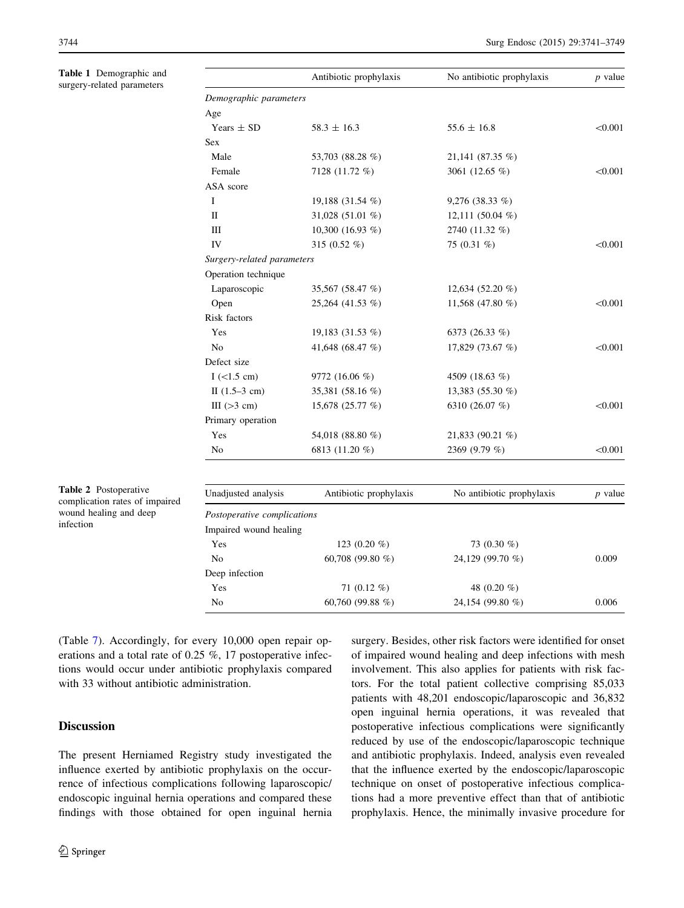**Table 1** Demographic and surgery-related parameters

| | Antibiotic prophylaxis | No antibiotic prophylaxis | *p* value |
|---|---|---|---|
| *Demographic parameters* | | | |
| Age | | | |
| Years ± SD | 58.3 ± 16.3 | 55.6 ± 16.8 | <0.001 |
| Sex | | | |
| Male | 53,703 (88.28 %) | 21,141 (87.35 %) | |
| Female | 7128 (11.72 %) | 3061 (12.65 %) | <0.001 |
| ASA score | | | |
| I | 19,188 (31.54 %) | 9,276 (38.33 %) | |
| II | 31,028 (51.01 %) | 12,111 (50.04 %) | |
| III | 10,300 (16.93 %) | 2740 (11.32 %) | |
| IV | 315 (0.52 %) | 75 (0.31 %) | <0.001 |
| *Surgery-related parameters* | | | |
| Operation technique | | | |
| Laparoscopic | 35,567 (58.47 %) | 12,634 (52.20 %) | |
| Open | 25,264 (41.53 %) | 11,568 (47.80 %) | <0.001 |
| Risk factors | | | |
| Yes | 19,183 (31.53 %) | 6373 (26.33 %) | |
| No | 41,648 (68.47 %) | 17,829 (73.67 %) | <0.001 |
| Defect size | | | |
| I (<1.5 cm) | 9772 (16.06 %) | 4509 (18.63 %) | |
| II (1.5–3 cm) | 35,381 (58.16 %) | 13,383 (55.30 %) | |
| III (>3 cm) | 15,678 (25.77 %) | 6310 (26.07 %) | <0.001 |
| Primary operation | | | |
| Yes | 54,018 (88.80 %) | 21,833 (90.21 %) | |
| No | 6813 (11.20 %) | 2369 (9.79 %) | <0.001 |

**Table 2** Postoperative complication rates of impaired wound healing and deep infection

| Unadjusted analysis | Antibiotic prophylaxis | No antibiotic prophylaxis | *p* value |
|---|---|---|---|
| *Postoperative complications* | | | |
| Impaired wound healing | | | |
| Yes | 123 (0.20 %) | 73 (0.30 %) | |
| No | 60,708 (99.80 %) | 24,129 (99.70 %) | 0.009 |
| Deep infection | | | |
| Yes | 71 (0.12 %) | 48 (0.20 %) | |
| No | 60,760 (99.88 %) | 24,154 (99.80 %) | 0.006 |

(Table 7). Accordingly, for every 10,000 open repair operations and a total rate of 0.25 %, 17 postoperative infections would occur under antibiotic prophylaxis compared with 33 without antibiotic administration.

## Discussion

The present Herniamed Registry study investigated the influence exerted by antibiotic prophylaxis on the occurrence of infectious complications following laparoscopic/endoscopic inguinal hernia operations and compared these findings with those obtained for open inguinal hernia surgery. Besides, other risk factors were identified for onset of impaired wound healing and deep infections with mesh involvement. This also applies for patients with risk factors. For the total patient collective comprising 85,033 patients with 48,201 endoscopic/laparoscopic and 36,832 open inguinal hernia operations, it was revealed that postoperative infectious complications were significantly reduced by use of the endoscopic/laparoscopic technique and antibiotic prophylaxis. Indeed, analysis even revealed that the influence exerted by the endoscopic/laparoscopic technique on onset of postoperative infectious complications had a more preventive effect than that of antibiotic prophylaxis. Hence, the minimally invasive procedure for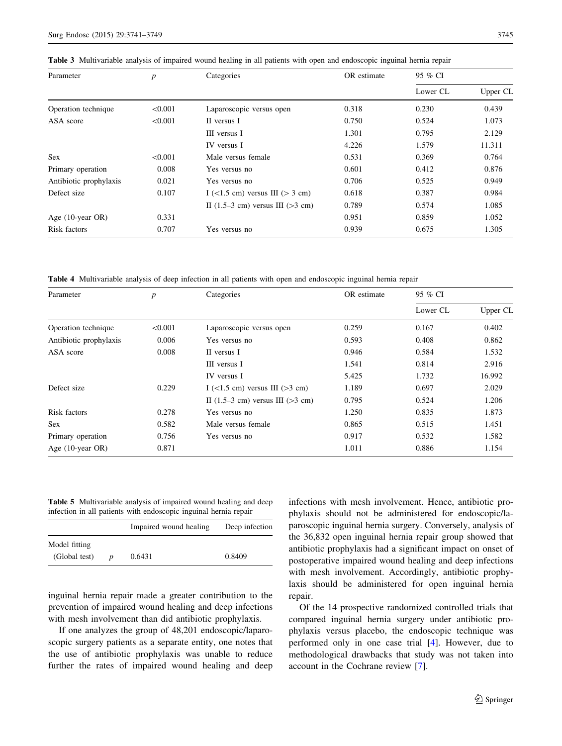**Table 3** Multivariable analysis of impaired wound healing in all patients with open and endoscopic inguinal hernia repair

| Parameter | $p$ | Categories | OR estimate | 95 % CI | |
|---|---|---|---|---|---|
| | | | | Lower CL | Upper CL |
| Operation technique | <0.001 | Laparoscopic versus open | 0.318 | 0.230 | 0.439 |
| ASA score | <0.001 | II versus I | 0.750 | 0.524 | 1.073 |
| | | III versus I | 1.301 | 0.795 | 2.129 |
| | | IV versus I | 4.226 | 1.579 | 11.311 |
| Sex | <0.001 | Male versus female | 0.531 | 0.369 | 0.764 |
| Primary operation | 0.008 | Yes versus no | 0.601 | 0.412 | 0.876 |
| Antibiotic prophylaxis | 0.021 | Yes versus no | 0.706 | 0.525 | 0.949 |
| Defect size | 0.107 | I (<1.5 cm) versus III (> 3 cm) | 0.618 | 0.387 | 0.984 |
| | | II (1.5–3 cm) versus III (>3 cm) | 0.789 | 0.574 | 1.085 |
| Age (10-year OR) | 0.331 | | 0.951 | 0.859 | 1.052 |
| Risk factors | 0.707 | Yes versus no | 0.939 | 0.675 | 1.305 |

**Table 4** Multivariable analysis of deep infection in all patients with open and endoscopic inguinal hernia repair

| Parameter | $p$ | Categories | OR estimate | 95 % CI | |
|---|---|---|---|---|---|
| | | | | Lower CL | Upper CL |
| Operation technique | <0.001 | Laparoscopic versus open | 0.259 | 0.167 | 0.402 |
| Antibiotic prophylaxis | 0.006 | Yes versus no | 0.593 | 0.408 | 0.862 |
| ASA score | 0.008 | II versus I | 0.946 | 0.584 | 1.532 |
| | | III versus I | 1.541 | 0.814 | 2.916 |
| | | IV versus I | 5.425 | 1.732 | 16.992 |
| Defect size | 0.229 | I (<1.5 cm) versus III (>3 cm) | 1.189 | 0.697 | 2.029 |
| | | II (1.5–3 cm) versus III (>3 cm) | 0.795 | 0.524 | 1.206 |
| Risk factors | 0.278 | Yes versus no | 1.250 | 0.835 | 1.873 |
| Sex | 0.582 | Male versus female | 0.865 | 0.515 | 1.451 |
| Primary operation | 0.756 | Yes versus no | 0.917 | 0.532 | 1.582 |
| Age (10-year OR) | 0.871 | | 1.011 | 0.886 | 1.154 |

**Table 5** Multivariable analysis of impaired wound healing and deep infection in all patients with endoscopic inguinal hernia repair

| | | Impaired wound healing | Deep infection |
|---|---|---|---|
| Model fitting | | | |
| (Global test) | $p$ | 0.6431 | 0.8409 |

inguinal hernia repair made a greater contribution to the prevention of impaired wound healing and deep infections with mesh involvement than did antibiotic prophylaxis.

If one analyzes the group of 48,201 endoscopic/laparoscopic surgery patients as a separate entity, one notes that the use of antibiotic prophylaxis was unable to reduce further the rates of impaired wound healing and deep infections with mesh involvement. Hence, antibiotic prophylaxis should not be administered for endoscopic/laparoscopic inguinal hernia surgery. Conversely, analysis of the 36,832 open inguinal hernia repair group showed that antibiotic prophylaxis had a significant impact on onset of postoperative impaired wound healing and deep infections with mesh involvement. Accordingly, antibiotic prophylaxis should be administered for open inguinal hernia repair.

Of the 14 prospective randomized controlled trials that compared inguinal hernia surgery under antibiotic prophylaxis versus placebo, the endoscopic technique was performed only in one case trial [4]. However, due to methodological drawbacks that study was not taken into account in the Cochrane review [7].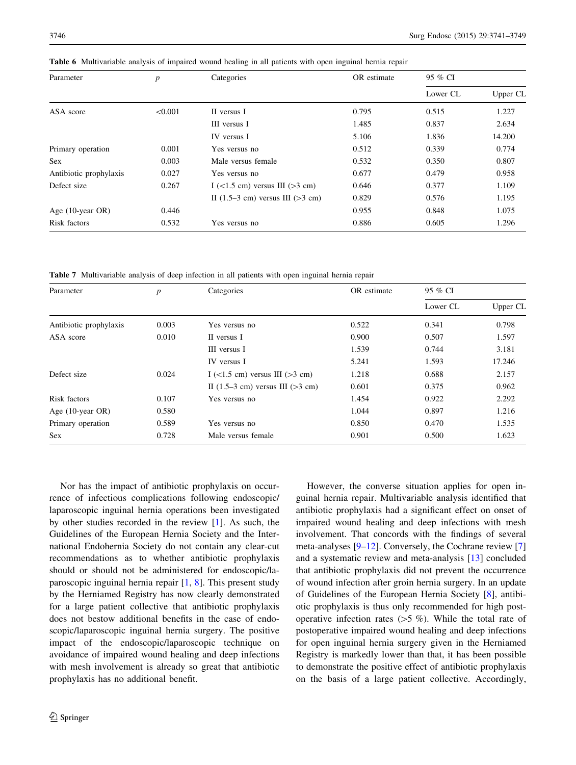**Table 6** Multivariable analysis of impaired wound healing in all patients with open inguinal hernia repair

| Parameter | *p* | Categories | OR estimate | 95 % CI | |
|---|---|---|---|---|---|
| | | | | Lower CL | Upper CL |
| ASA score | <0.001 | II versus I | 0.795 | 0.515 | 1.227 |
| | | III versus I | 1.485 | 0.837 | 2.634 |
| | | IV versus I | 5.106 | 1.836 | 14.200 |
| Primary operation | 0.001 | Yes versus no | 0.512 | 0.339 | 0.774 |
| Sex | 0.003 | Male versus female | 0.532 | 0.350 | 0.807 |
| Antibiotic prophylaxis | 0.027 | Yes versus no | 0.677 | 0.479 | 0.958 |
| Defect size | 0.267 | I (<1.5 cm) versus III (>3 cm) | 0.646 | 0.377 | 1.109 |
| | | II (1.5–3 cm) versus III (>3 cm) | 0.829 | 0.576 | 1.195 |
| Age (10-year OR) | 0.446 | | 0.955 | 0.848 | 1.075 |
| Risk factors | 0.532 | Yes versus no | 0.886 | 0.605 | 1.296 |

**Table 7** Multivariable analysis of deep infection in all patients with open inguinal hernia repair

| Parameter | *p* | Categories | OR estimate | 95 % CI | |
|---|---|---|---|---|---|
| | | | | Lower CL | Upper CL |
| Antibiotic prophylaxis | 0.003 | Yes versus no | 0.522 | 0.341 | 0.798 |
| ASA score | 0.010 | II versus I | 0.900 | 0.507 | 1.597 |
| | | III versus I | 1.539 | 0.744 | 3.181 |
| | | IV versus I | 5.241 | 1.593 | 17.246 |
| Defect size | 0.024 | I (<1.5 cm) versus III (>3 cm) | 1.218 | 0.688 | 2.157 |
| | | II (1.5–3 cm) versus III (>3 cm) | 0.601 | 0.375 | 0.962 |
| Risk factors | 0.107 | Yes versus no | 1.454 | 0.922 | 2.292 |
| Age (10-year OR) | 0.580 | | 1.044 | 0.897 | 1.216 |
| Primary operation | 0.589 | Yes versus no | 0.850 | 0.470 | 1.535 |
| Sex | 0.728 | Male versus female | 0.901 | 0.500 | 1.623 |

Nor has the impact of antibiotic prophylaxis on occurrence of infectious complications following endoscopic/laparoscopic inguinal hernia operations been investigated by other studies recorded in the review [1]. As such, the Guidelines of the European Hernia Society and the International Endohernia Society do not contain any clear-cut recommendations as to whether antibiotic prophylaxis should or should not be administered for endoscopic/laparoscopic inguinal hernia repair [1, 8]. This present study by the Herniamed Registry has now clearly demonstrated for a large patient collective that antibiotic prophylaxis does not bestow additional benefits in the case of endoscopic/laparoscopic inguinal hernia surgery. The positive impact of the endoscopic/laparoscopic technique on avoidance of impaired wound healing and deep infections with mesh involvement is already so great that antibiotic prophylaxis has no additional benefit.

However, the converse situation applies for open inguinal hernia repair. Multivariable analysis identified that antibiotic prophylaxis had a significant effect on onset of impaired wound healing and deep infections with mesh involvement. That concords with the findings of several meta-analyses [9–12]. Conversely, the Cochrane review [7] and a systematic review and meta-analysis [13] concluded that antibiotic prophylaxis did not prevent the occurrence of wound infection after groin hernia surgery. In an update of Guidelines of the European Hernia Society [8], antibiotic prophylaxis is thus only recommended for high postoperative infection rates (>5 %). While the total rate of postoperative impaired wound healing and deep infections for open inguinal hernia surgery given in the Herniamed Registry is markedly lower than that, it has been possible to demonstrate the positive effect of antibiotic prophylaxis on the basis of a large patient collective. Accordingly,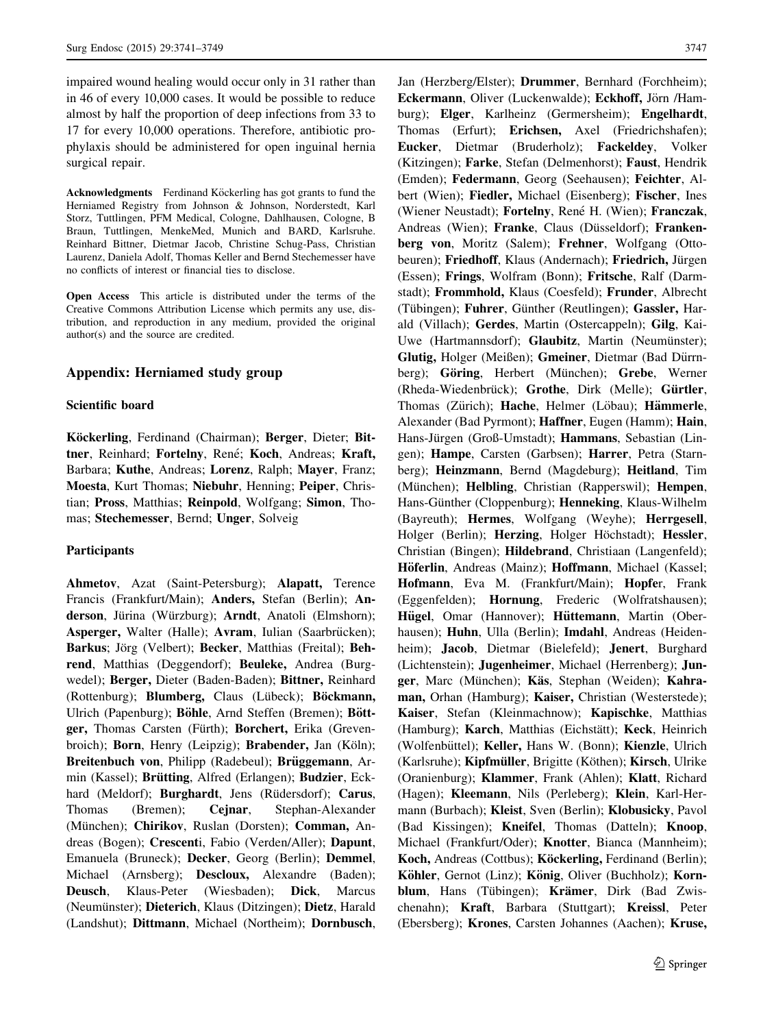impaired wound healing would occur only in 31 rather than in 46 of every 10,000 cases. It would be possible to reduce almost by half the proportion of deep infections from 33 to 17 for every 10,000 operations. Therefore, antibiotic prophylaxis should be administered for open inguinal hernia surgical repair.

**Acknowledgments** Ferdinand Köckerling has got grants to fund the Herniamed Registry from Johnson & Johnson, Norderstedt, Karl Storz, Tuttlingen, PFM Medical, Cologne, Dahlhausen, Cologne, B Braun, Tuttlingen, MenkeMed, Munich and BARD, Karlsruhe. Reinhard Bittner, Dietmar Jacob, Christine Schug-Pass, Christian Laurenz, Daniela Adolf, Thomas Keller and Bernd Stechemesser have no conflicts of interest or financial ties to disclose.

**Open Access** This article is distributed under the terms of the Creative Commons Attribution License which permits any use, distribution, and reproduction in any medium, provided the original author(s) and the source are credited.

## Appendix: Herniamed study group

### Scientific board

**Köckerling**, Ferdinand (Chairman); **Berger**, Dieter; **Bittner**, Reinhard; **Fortelny**, René; **Koch**, Andreas; **Kraft,** Barbara; **Kuthe**, Andreas; **Lorenz**, Ralph; **Mayer**, Franz; **Moesta**, Kurt Thomas; **Niebuhr**, Henning; **Peiper**, Christian; **Pross**, Matthias; **Reinpold**, Wolfgang; **Simon**, Thomas; **Stechemesser**, Bernd; **Unger**, Solveig

### Participants

**Ahmetov**, Azat (Saint-Petersburg); **Alapatt,** Terence Francis (Frankfurt/Main); **Anders,** Stefan (Berlin); **Anderson**, Jürina (Würzburg); **Arndt**, Anatoli (Elmshorn); **Asperger,** Walter (Halle); **Avram**, Iulian (Saarbrücken); **Barkus**; Jörg (Velbert); **Becker**, Matthias (Freital); **Behrend**, Matthias (Deggendorf); **Beuleke,** Andrea (Burgwedel); **Berger,** Dieter (Baden-Baden); **Bittner,** Reinhard (Rottenburg); **Blumberg,** Claus (Lübeck); **Böckmann,** Ulrich (Papenburg); **Böhle**, Arnd Steffen (Bremen); **Böttger,** Thomas Carsten (Fürth); **Borchert,** Erika (Grevenbroich); **Born**, Henry (Leipzig); **Brabender,** Jan (Köln); **Breitenbuch von**, Philipp (Radebeul); **Brüggemann**, Armin (Kassel); **Brütting**, Alfred (Erlangen); **Budzier**, Eckhard (Meldorf); **Burghardt**, Jens (Rüdersdorf); **Carus**, Thomas (Bremen); **Cejnar**, Stephan-Alexander (München); **Chirikov**, Ruslan (Dorsten); **Comman,** Andreas (Bogen); **Crescent**i, Fabio (Verden/Aller); **Dapunt**, Emanuela (Bruneck); **Decker**, Georg (Berlin); **Demmel**, Michael (Arnsberg); **Descloux,** Alexandre (Baden); **Deusch**, Klaus-Peter (Wiesbaden); **Dick**, Marcus (Neumünster); **Dieterich**, Klaus (Ditzingen); **Dietz**, Harald (Landshut); **Dittmann**, Michael (Northeim); **Dornbusch**, Jan (Herzberg/Elster); **Drummer**, Bernhard (Forchheim); **Eckermann**, Oliver (Luckenwalde); **Eckhoff,** Jörn /Hamburg); **Elger**, Karlheinz (Germersheim); **Engelhardt**, Thomas (Erfurt); **Erichsen,** Axel (Friedrichshafen); **Eucker**, Dietmar (Bruderholz); **Fackeldey**, Volker (Kitzingen); **Farke**, Stefan (Delmenhorst); **Faust**, Hendrik (Emden); **Federmann**, Georg (Seehausen); **Feichter**, Albert (Wien); **Fiedler,** Michael (Eisenberg); **Fischer**, Ines (Wiener Neustadt); **Fortelny**, René H. (Wien); **Franczak**, Andreas (Wien); **Franke**, Claus (Düsseldorf); **Frankenberg von**, Moritz (Salem); **Frehner**, Wolfgang (Ottobeuren); **Friedhoff**, Klaus (Andernach); **Friedrich,** Jürgen (Essen); **Frings**, Wolfram (Bonn); **Fritsche**, Ralf (Darmstadt); **Frommhold,** Klaus (Coesfeld); **Frunder**, Albrecht (Tübingen); **Fuhrer**, Günther (Reutlingen); **Gassler,** Harald (Villach); **Gerdes**, Martin (Ostercappeln); **Gilg**, Kai-Uwe (Hartmannsdorf); **Glaubitz**, Martin (Neumünster); **Glutig,** Holger (Meißen); **Gmeiner**, Dietmar (Bad Dürrnberg); **Göring**, Herbert (München); **Grebe**, Werner (Rheda-Wiedenbrück); **Grothe**, Dirk (Melle); **Gürtler**, Thomas (Zürich); **Hache**, Helmer (Löbau); **Hämmerle**, Alexander (Bad Pyrmont); **Haffner**, Eugen (Hamm); **Hain**, Hans-Jürgen (Groß-Umstadt); **Hammans**, Sebastian (Lingen); **Hampe**, Carsten (Garbsen); **Harrer**, Petra (Starnberg); **Heinzmann**, Bernd (Magdeburg); **Heitland**, Tim (München); **Helbling**, Christian (Rapperswil); **Hempen**, Hans-Günther (Cloppenburg); **Henneking**, Klaus-Wilhelm (Bayreuth); **Hermes**, Wolfgang (Weyhe); **Herrgesell**, Holger (Berlin); **Herzing**, Holger Höchstadt); **Hessler**, Christian (Bingen); **Hildebrand**, Christiaan (Langenfeld); **Höferlin**, Andreas (Mainz); **Hoffmann**, Michael (Kassel; **Hofmann**, Eva M. (Frankfurt/Main); **Hopfe**r, Frank (Eggenfelden); **Hornung**, Frederic (Wolfratshausen); **Hügel**, Omar (Hannover); **Hüttemann**, Martin (Oberhausen); **Huhn**, Ulla (Berlin); **Imdahl**, Andreas (Heidenheim); **Jacob**, Dietmar (Bielefeld); **Jenert**, Burghard (Lichtenstein); **Jugenheimer**, Michael (Herrenberg); **Junger**, Marc (München); **Käs**, Stephan (Weiden); **Kahraman,** Orhan (Hamburg); **Kaiser,** Christian (Westerstede); **Kaiser**, Stefan (Kleinmachnow); **Kapischke**, Matthias (Hamburg); **Karch**, Matthias (Eichstätt); **Keck**, Heinrich (Wolfenbüttel); **Keller,** Hans W. (Bonn); **Kienzle**, Ulrich (Karlsruhe); **Kipfmüller**, Brigitte (Köthen); **Kirsch**, Ulrike (Oranienburg); **Klammer**, Frank (Ahlen); **Klatt**, Richard (Hagen); **Kleemann**, Nils (Perleberg); **Klein**, Karl-Hermann (Burbach); **Kleist**, Sven (Berlin); **Klobusicky**, Pavol (Bad Kissingen); **Kneifel**, Thomas (Datteln); **Knoop**, Michael (Frankfurt/Oder); **Knotter**, Bianca (Mannheim); **Koch,** Andreas (Cottbus); **Köckerling,** Ferdinand (Berlin); **Köhler**, Gernot (Linz); **König**, Oliver (Buchholz); **Kornblum**, Hans (Tübingen); **Krämer**, Dirk (Bad Zwischenahn); **Kraft**, Barbara (Stuttgart); **Kreissl**, Peter (Ebersberg); **Krones**, Carsten Johannes (Aachen); **Kruse,**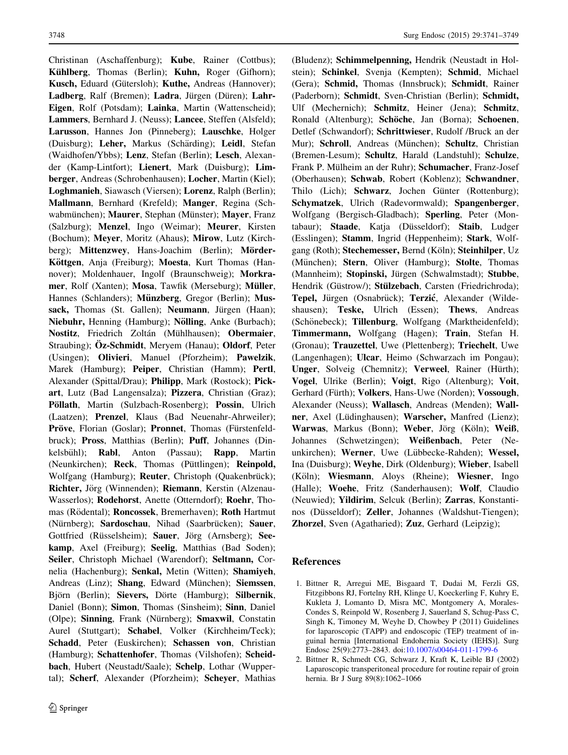Christinan (Aschaffenburg); **Kube**, Rainer (Cottbus); **Kühlberg**, Thomas (Berlin); **Kuhn,** Roger (Gifhorn); **Kusch,** Eduard (Gütersloh); **Kuthe,** Andreas (Hannover); **Ladberg**, Ralf (Bremen); **Ladra**, Jürgen (Düren); **Lahr-Eigen**, Rolf (Potsdam); **Lainka**, Martin (Wattenscheid); **Lammers**, Bernhard J. (Neuss); **Lancee**, Steffen (Alsfeld); **Larusson**, Hannes Jon (Pinneberg); **Lauschke**, Holger (Duisburg); **Leher,** Markus (Schärding); **Leidl**, Stefan (Waidhofen/Ybbs); **Lenz**, Stefan (Berlin); **Lesch**, Alexander (Kamp-Lintfort); **Lienert**, Mark (Duisburg); **Limberger**, Andreas (Schrobenhausen); **Locher**, Martin (Kiel); **Loghmanieh**, Siawasch (Viersen); **Lorenz**, Ralph (Berlin); **Mallmann**, Bernhard (Krefeld); **Manger**, Regina (Schwabmünchen); **Maurer**, Stephan (Münster); **Mayer**, Franz (Salzburg); **Menzel**, Ingo (Weimar); **Meurer**, Kirsten (Bochum); **Meyer**, Moritz (Ahaus**)**; **Mirow**, Lutz (Kirchberg); **Mittenzwey**, Hans-Joachim (Berlin); **Mörder-Köttgen**, Anja (Freiburg); **Moesta**, Kurt Thomas (Hannover); Moldenhauer, Ingolf (Braunschweig); **Morkramer**, Rolf (Xanten); **Mosa**, Tawfik (Merseburg); **Müller**, Hannes (Schlanders); **Münzberg**, Gregor (Berlin); **Mussack,** Thomas (St. Gallen); **Neumann**, Jürgen (Haan); **Niebuhr,** Henning (Hamburg); **Nölling**, Anke (Burbach); **Nostitz**, Friedrich Zoltán (Mühlhausen); **Obermaier**, Straubing); **Öz-Schmidt**, Meryem (Hanau); **Oldorf**, Peter (Usingen); **Olivieri**, Manuel (Pforzheim); **Pawelzik**, Marek (Hamburg); **Peiper**, Christian (Hamm); **Pertl**, Alexander (Spittal/Drau); **Philipp**, Mark (Rostock); **Pickart**, Lutz (Bad Langensalza); **Pizzera**, Christian (Graz); **Pöllath**, Martin (Sulzbach-Rosenberg); **Possin**, Ulrich (Laatzen); **Prenzel**, Klaus (Bad Neuenahr-Ahrweiler); **Pröve**, Florian (Goslar); **Pronnet**, Thomas (Fürstenfeldbruck); **Pross**, Matthias (Berlin); **Puff**, Johannes (Dinkelsbühl); **Rabl**, Anton (Passau); **Rapp**, Martin (Neunkirchen); **Reck**, Thomas (Püttlingen); **Reinpold,** Wolfgang (Hamburg); **Reuter**, Christoph (Quakenbrück); **Richter,** Jörg (Winnenden); **Riemann**, Kerstin (Alzenau-Wasserlos); **Rodehorst**, Anette (Otterndorf); **Roehr**, Thomas (Rödental); **Roncossek**, Bremerhaven); **Roth** Hartmut (Nürnberg); **Sardoschau**, Nihad (Saarbrücken); **Sauer**, Gottfried (Rüsselsheim); **Sauer**, Jörg (Arnsberg); **Seekamp**, Axel (Freiburg); **Seelig**, Matthias (Bad Soden); **Seiler**, Christoph Michael (Warendorf); **Seltmann,** Cornelia (Hachenburg); **Senkal,** Metin (Witten); **Shamiyeh**, Andreas (Linz); **Shang**, Edward (München); **Siemssen**, Björn (Berlin); **Sievers,** Dörte (Hamburg); **Silbernik**, Daniel (Bonn); **Simon**, Thomas (Sinsheim); **Sinn**, Daniel (Olpe); **Sinning**, Frank (Nürnberg); **Smaxwil**, Constatin Aurel (Stuttgart); **Schabel**, Volker (Kirchheim/Teck); **Schadd**, Peter (Euskirchen); **Schassen von**, Christian (Hamburg); **Schattenhofer**, Thomas (Vilshofen); **Scheidbach**, Hubert (Neustadt/Saale); **Schelp**, Lothar (Wuppertal); **Scherf**, Alexander (Pforzheim); **Scheyer**, Mathias (Bludenz); **Schimmelpenning,** Hendrik (Neustadt in Holstein); **Schinkel**, Svenja (Kempten); **Schmid**, Michael (Gera); **Schmid,** Thomas (Innsbruck); **Schmidt**, Rainer (Paderborn); **Schmidt**, Sven-Christian (Berlin); **Schmidt,** Ulf (Mechernich); **Schmitz**, Heiner (Jena); **Schmitz**, Ronald (Altenburg); **Schöche**, Jan (Borna); **Schoenen**, Detlef (Schwandorf); **Schrittwieser**, Rudolf /Bruck an der Mur); **Schroll**, Andreas (München); **Schultz**, Christian (Bremen-Lesum); **Schultz**, Harald (Landstuhl); **Schulze**, Frank P. Mülheim an der Ruhr); **Schumacher**, Franz-Josef (Oberhausen); **Schwab**, Robert (Koblenz); **Schwandner**, Thilo (Lich); **Schwarz**, Jochen Günter (Rottenburg); **Schymatzek**, Ulrich (Radevormwald); **Spangenberger**, Wolfgang (Bergisch-Gladbach); **Sperling**, Peter (Montabaur); **Staade**, Katja (Düsseldorf); **Staib**, Ludger (Esslingen); **Stamm**, Ingrid (Heppenheim); **Stark**, Wolfgang (Roth); **Stechemesser,** Bernd (Köln); **Steinhilper**, Uz (München); **Stern**, Oliver (Hamburg); **Stolte**, Thomas (Mannheim); **Stopinski,** Jürgen (Schwalmstadt); **Stubbe**, Hendrik (Güstrow/); **Stülzebach**, Carsten (Friedrichroda); **Tepel,** Jürgen (Osnabrück); **Terzić**, Alexander (Wildeshausen); **Teske,** Ulrich (Essen); **Thews**, Andreas (Schönebeck); **Tillenburg**, Wolfgang (Marktheidenfeld); **Timmermann,** Wolfgang (Hagen); **Train**, Stefan H. (Gronau); **Trauzettel**, Uwe (Plettenberg); **Triechelt**, Uwe (Langenhagen); **Ulcar**, Heimo (Schwarzach im Pongau); **Unger**, Solveig (Chemnitz); **Verweel**, Rainer (Hürth); **Vogel**, Ulrike (Berlin); **Voigt**, Rigo (Altenburg); **Voit**, Gerhard (Fürth); **Volkers**, Hans-Uwe (Norden); **Vossough**, Alexander (Neuss); **Wallasch**, Andreas (Menden); **Wallner**, Axel (Lüdinghausen); **Warscher,** Manfred (Lienz); **Warwas**, Markus (Bonn); **Weber**, Jörg (Köln); **Weiß**, Johannes (Schwetzingen); **Weißenbach**, Peter (Neunkirchen); **Werner**, Uwe (Lübbecke-Rahden); **Wessel,** Ina (Duisburg); **Weyhe**, Dirk (Oldenburg); **Wieber**, Isabell (Köln); **Wiesmann**, Aloys (Rheine); **Wiesner**, Ingo (Halle); **Woehe**, Fritz (Sanderhausen); **Wolf**, Claudio (Neuwied); **Yildirim**, Selcuk (Berlin); **Zarras**, Konstantinos (Düsseldorf); **Zeller**, Johannes (Waldshut-Tiengen); **Zhorzel**, Sven (Agatharied); **Zuz**, Gerhard (Leipzig);

## References

1. Bittner R, Arregui ME, Bisgaard T, Dudai M, Ferzli GS, Fitzgibbons RJ, Fortelny RH, Klinge U, Koeckerling F, Kuhry E, Kukleta J, Lomanto D, Misra MC, Montgomery A, Morales-Condes S, Reinpold W, Rosenberg J, Sauerland S, Schug-Pass C, Singh K, Timoney M, Weyhe D, Chowbey P (2011) Guidelines for laparoscopic (TAPP) and endoscopic (TEP) treatment of inguinal hernia [International Endohernia Society (IEHS)]. Surg Endosc 25(9):2773–2843. doi:10.1007/s00464-011-1799-6
2. Bittner R, Schmedt CG, Schwarz J, Kraft K, Leible BJ (2002) Laparoscopic transperitoneal procedure for routine repair of groin hernia. Br J Surg 89(8):1062–1066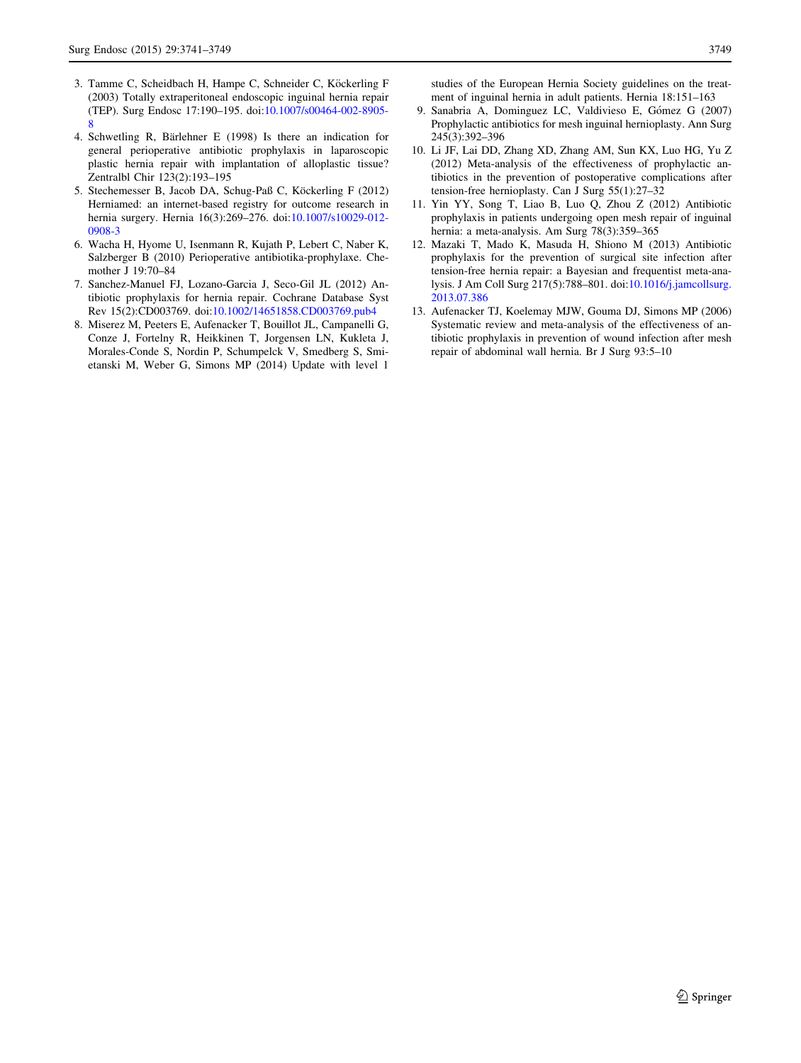3. Tamme C, Scheidbach H, Hampe C, Schneider C, Köckerling F (2003) Totally extraperitoneal endoscopic inguinal hernia repair (TEP). Surg Endosc 17:190–195. doi:10.1007/s00464-002-8905-8
4. Schwetling R, Bärlehner E (1998) Is there an indication for general perioperative antibiotic prophylaxis in laparoscopic plastic hernia repair with implantation of alloplastic tissue? Zentralbl Chir 123(2):193–195
5. Stechemesser B, Jacob DA, Schug-Paß C, Köckerling F (2012) Herniamed: an internet-based registry for outcome research in hernia surgery. Hernia 16(3):269–276. doi:10.1007/s10029-012-0908-3
6. Wacha H, Hyome U, Isenmann R, Kujath P, Lebert C, Naber K, Salzberger B (2010) Perioperative antibiotika-prophylaxe. Chemother J 19:70–84
7. Sanchez-Manuel FJ, Lozano-Garcia J, Seco-Gil JL (2012) Antibiotic prophylaxis for hernia repair. Cochrane Database Syst Rev 15(2):CD003769. doi:10.1002/14651858.CD003769.pub4
8. Miserez M, Peeters E, Aufenacker T, Bouillot JL, Campanelli G, Conze J, Fortelny R, Heikkinen T, Jorgensen LN, Kukleta J, Morales-Conde S, Nordin P, Schumpelck V, Smedberg S, Smietanski M, Weber G, Simons MP (2014) Update with level 1 studies of the European Hernia Society guidelines on the treatment of inguinal hernia in adult patients. Hernia 18:151–163
9. Sanabria A, Dominguez LC, Valdivieso E, Gómez G (2007) Prophylactic antibiotics for mesh inguinal hernioplasty. Ann Surg 245(3):392–396
10. Li JF, Lai DD, Zhang XD, Zhang AM, Sun KX, Luo HG, Yu Z (2012) Meta-analysis of the effectiveness of prophylactic antibiotics in the prevention of postoperative complications after tension-free hernioplasty. Can J Surg 55(1):27–32
11. Yin YY, Song T, Liao B, Luo Q, Zhou Z (2012) Antibiotic prophylaxis in patients undergoing open mesh repair of inguinal hernia: a meta-analysis. Am Surg 78(3):359–365
12. Mazaki T, Mado K, Masuda H, Shiono M (2013) Antibiotic prophylaxis for the prevention of surgical site infection after tension-free hernia repair: a Bayesian and frequentist meta-analysis. J Am Coll Surg 217(5):788–801. doi:10.1016/j.jamcollsurg.2013.07.386
13. Aufenacker TJ, Koelemay MJW, Gouma DJ, Simons MP (2006) Systematic review and meta-analysis of the effectiveness of antibiotic prophylaxis in prevention of wound infection after mesh repair of abdominal wall hernia. Br J Surg 93:5–10